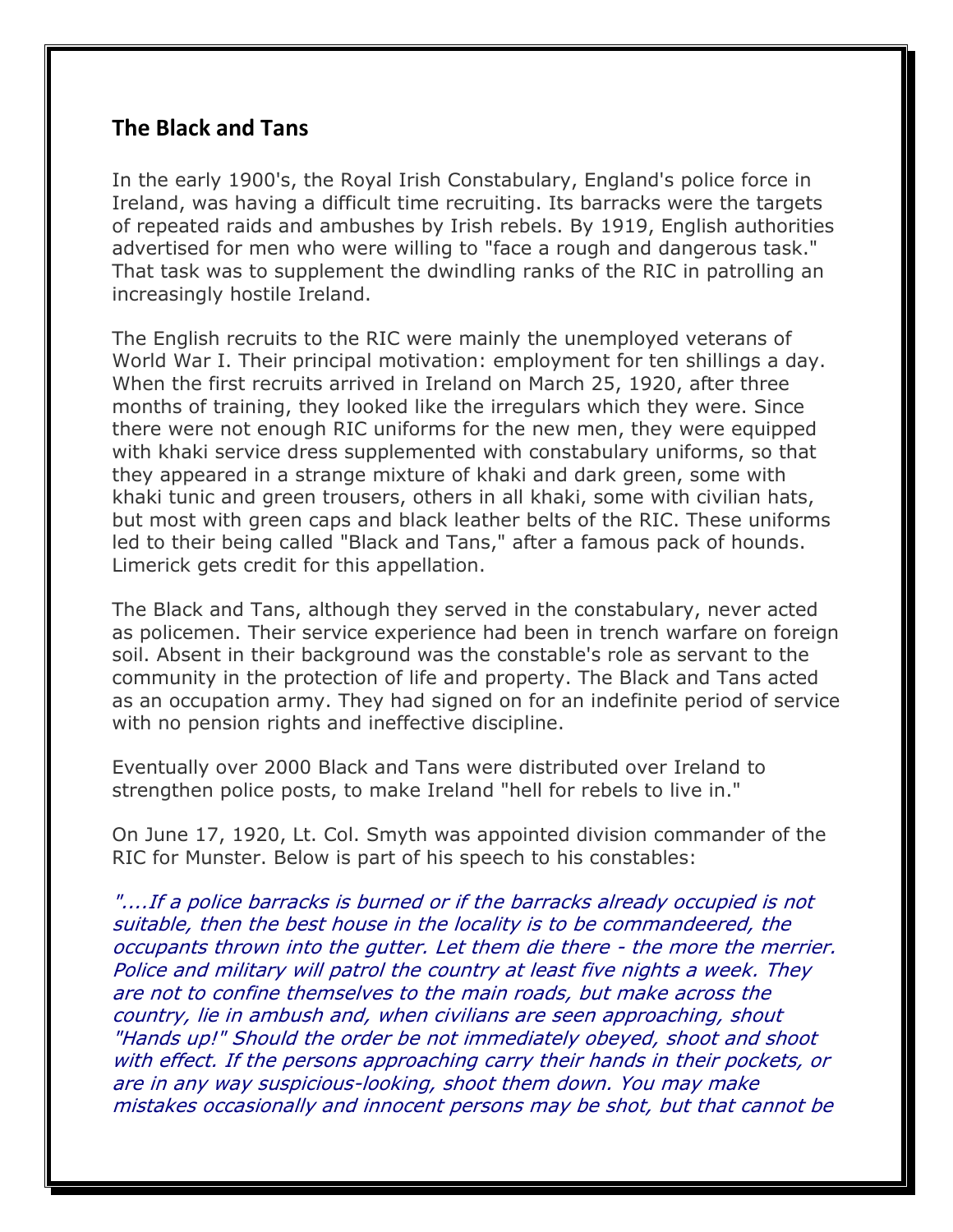## The Black and Tans

In the early 1900's, the Royal Irish Constabulary, England's police force in Ireland, was having a difficult time recruiting. Its barracks were the targets of repeated raids and ambushes by Irish rebels. By 1919, English authorities advertised for men who were willing to "face a rough and dangerous task." That task was to supplement the dwindling ranks of the RIC in patrolling an increasingly hostile Ireland.

The English recruits to the RIC were mainly the unemployed veterans of World War I. Their principal motivation: employment for ten shillings a day. When the first recruits arrived in Ireland on March 25, 1920, after three months of training, they looked like the irregulars which they were. Since there were not enough RIC uniforms for the new men, they were equipped with khaki service dress supplemented with constabulary uniforms, so that they appeared in a strange mixture of khaki and dark green, some with khaki tunic and green trousers, others in all khaki, some with civilian hats, but most with green caps and black leather belts of the RIC. These uniforms led to their being called "Black and Tans," after a famous pack of hounds. Limerick gets credit for this appellation.

The Black and Tans, although they served in the constabulary, never acted as policemen. Their service experience had been in trench warfare on foreign soil. Absent in their background was the constable's role as servant to the community in the protection of life and property. The Black and Tans acted as an occupation army. They had signed on for an indefinite period of service with no pension rights and ineffective discipline.

Eventually over 2000 Black and Tans were distributed over Ireland to strengthen police posts, to make Ireland "hell for rebels to live in."

On June 17, 1920, Lt. Col. Smyth was appointed division commander of the RIC for Munster. Below is part of his speech to his constables:

*"....If a police barracks is burned or if the barracks already occupied is not suitable, then the best house in the locality is to be commandeered, the occupants thrown into the gutter. Let them die there - the more the merrier. Police and military will patrol the country at least five nights a week. They are not to confine themselves to the main roads, but make across the country, lie in ambush and, when civilians are seen approaching, shout "Hands up!" Should the order be not immediately obeyed, shoot and shoot with effect. If the persons approaching carry their hands in their pockets, or are in any way suspicious-looking, shoot them down. You may make mistakes occasionally and innocent persons may be shot, but that cannot be*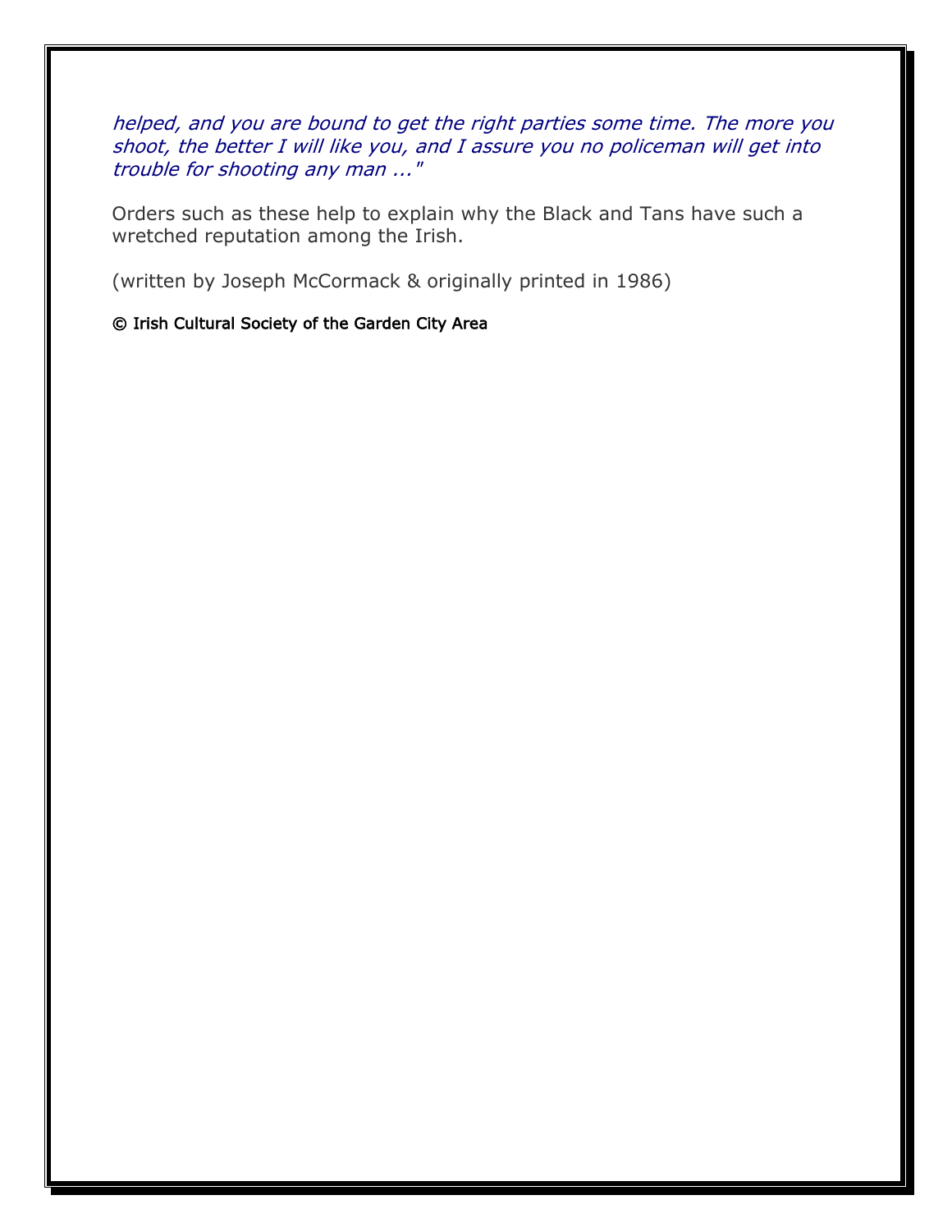*helped, and you are bound to get the right parties some time. The more you shoot, the better I will like you, and I assure you no policeman will get into trouble for shooting any man ..."*

Orders such as these help to explain why the Black and Tans have such a wretched reputation among the Irish.

(written by Joseph McCormack & originally printed in 1986)

© Irish Cultural Society of the Garden City Area